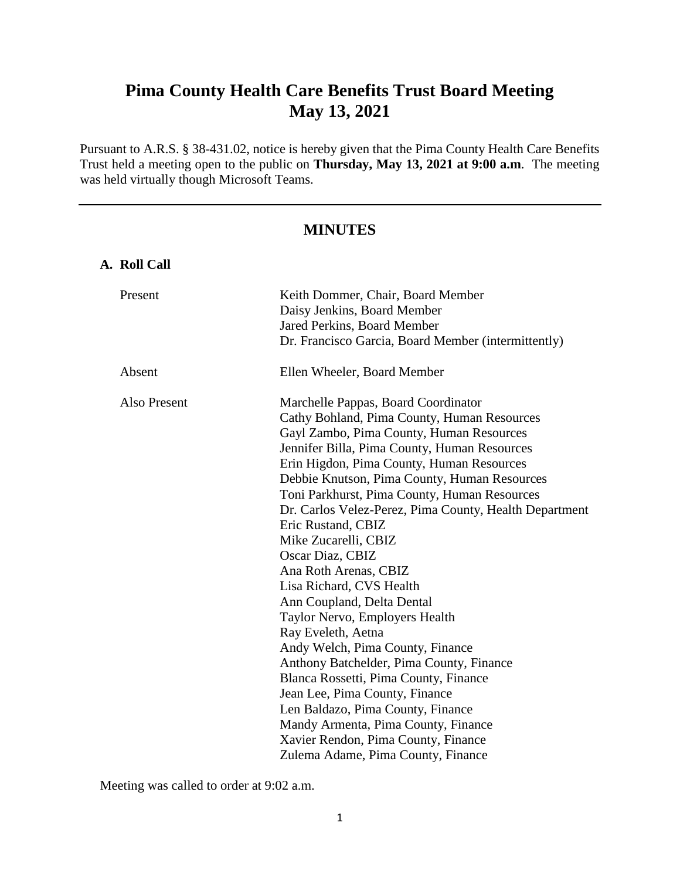# Pima County Health Care Benefits Trust Board Meeting
# May 13, 2021

Pursuant to A.R.S. § 38-431.02, notice is hereby given that the Pima County Health Care Benefits Trust held a meeting open to the public on **Thursday, May 13, 2021 at 9:00 a.m**. The meeting was held virtually though Microsoft Teams.

---

## MINUTES

### A. Roll Call

| | |
|---|---|
| Present | Keith Dommer, Chair, Board Member<br>Daisy Jenkins, Board Member<br>Jared Perkins, Board Member<br>Dr. Francisco Garcia, Board Member (intermittently) |
| Absent | Ellen Wheeler, Board Member |
| Also Present | Marchelle Pappas, Board Coordinator<br>Cathy Bohland, Pima County, Human Resources<br>Gayl Zambo, Pima County, Human Resources<br>Jennifer Billa, Pima County, Human Resources<br>Erin Higdon, Pima County, Human Resources<br>Debbie Knutson, Pima County, Human Resources<br>Toni Parkhurst, Pima County, Human Resources<br>Dr. Carlos Velez-Perez, Pima County, Health Department<br>Eric Rustand, CBIZ<br>Mike Zucarelli, CBIZ<br>Oscar Diaz, CBIZ<br>Ana Roth Arenas, CBIZ<br>Lisa Richard, CVS Health<br>Ann Coupland, Delta Dental<br>Taylor Nervo, Employers Health<br>Ray Eveleth, Aetna<br>Andy Welch, Pima County, Finance<br>Anthony Batchelder, Pima County, Finance<br>Blanca Rossetti, Pima County, Finance<br>Jean Lee, Pima County, Finance<br>Len Baldazo, Pima County, Finance<br>Mandy Armenta, Pima County, Finance<br>Xavier Rendon, Pima County, Finance<br>Zulema Adame, Pima County, Finance |

Meeting was called to order at 9:02 a.m.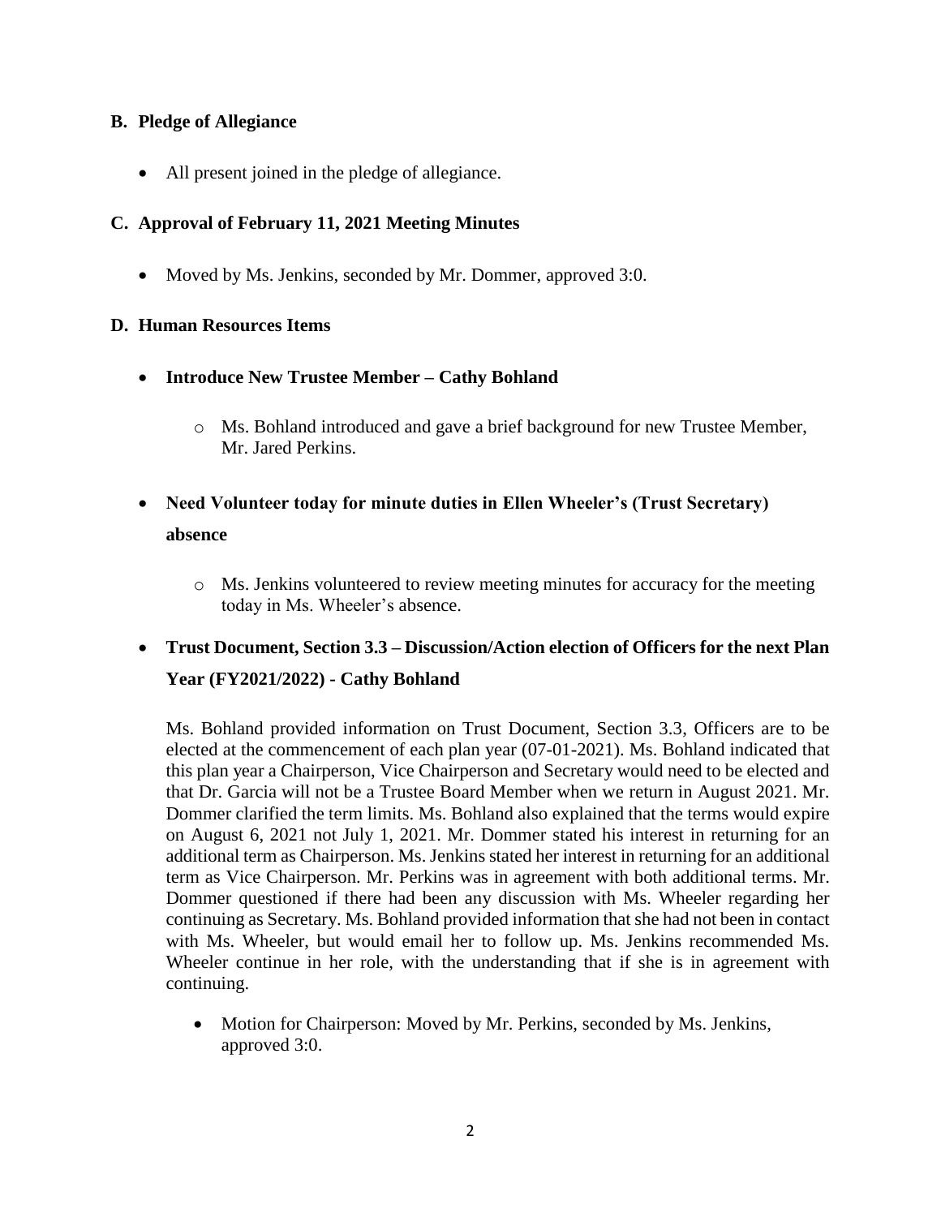## B. Pledge of Allegiance

- All present joined in the pledge of allegiance.

## C. Approval of February 11, 2021 Meeting Minutes

- Moved by Ms. Jenkins, seconded by Mr. Dommer, approved 3:0.

## D. Human Resources Items

- **Introduce New Trustee Member – Cathy Bohland**
  - Ms. Bohland introduced and gave a brief background for new Trustee Member, Mr. Jared Perkins.

- **Need Volunteer today for minute duties in Ellen Wheeler's (Trust Secretary) absence**
  - Ms. Jenkins volunteered to review meeting minutes for accuracy for the meeting today in Ms. Wheeler's absence.

- **Trust Document, Section 3.3 – Discussion/Action election of Officers for the next Plan Year (FY2021/2022) - Cathy Bohland**

Ms. Bohland provided information on Trust Document, Section 3.3, Officers are to be elected at the commencement of each plan year (07-01-2021). Ms. Bohland indicated that this plan year a Chairperson, Vice Chairperson and Secretary would need to be elected and that Dr. Garcia will not be a Trustee Board Member when we return in August 2021. Mr. Dommer clarified the term limits. Ms. Bohland also explained that the terms would expire on August 6, 2021 not July 1, 2021. Mr. Dommer stated his interest in returning for an additional term as Chairperson. Ms. Jenkins stated her interest in returning for an additional term as Vice Chairperson. Mr. Perkins was in agreement with both additional terms. Mr. Dommer questioned if there had been any discussion with Ms. Wheeler regarding her continuing as Secretary. Ms. Bohland provided information that she had not been in contact with Ms. Wheeler, but would email her to follow up. Ms. Jenkins recommended Ms. Wheeler continue in her role, with the understanding that if she is in agreement with continuing.

- Motion for Chairperson: Moved by Mr. Perkins, seconded by Ms. Jenkins, approved 3:0.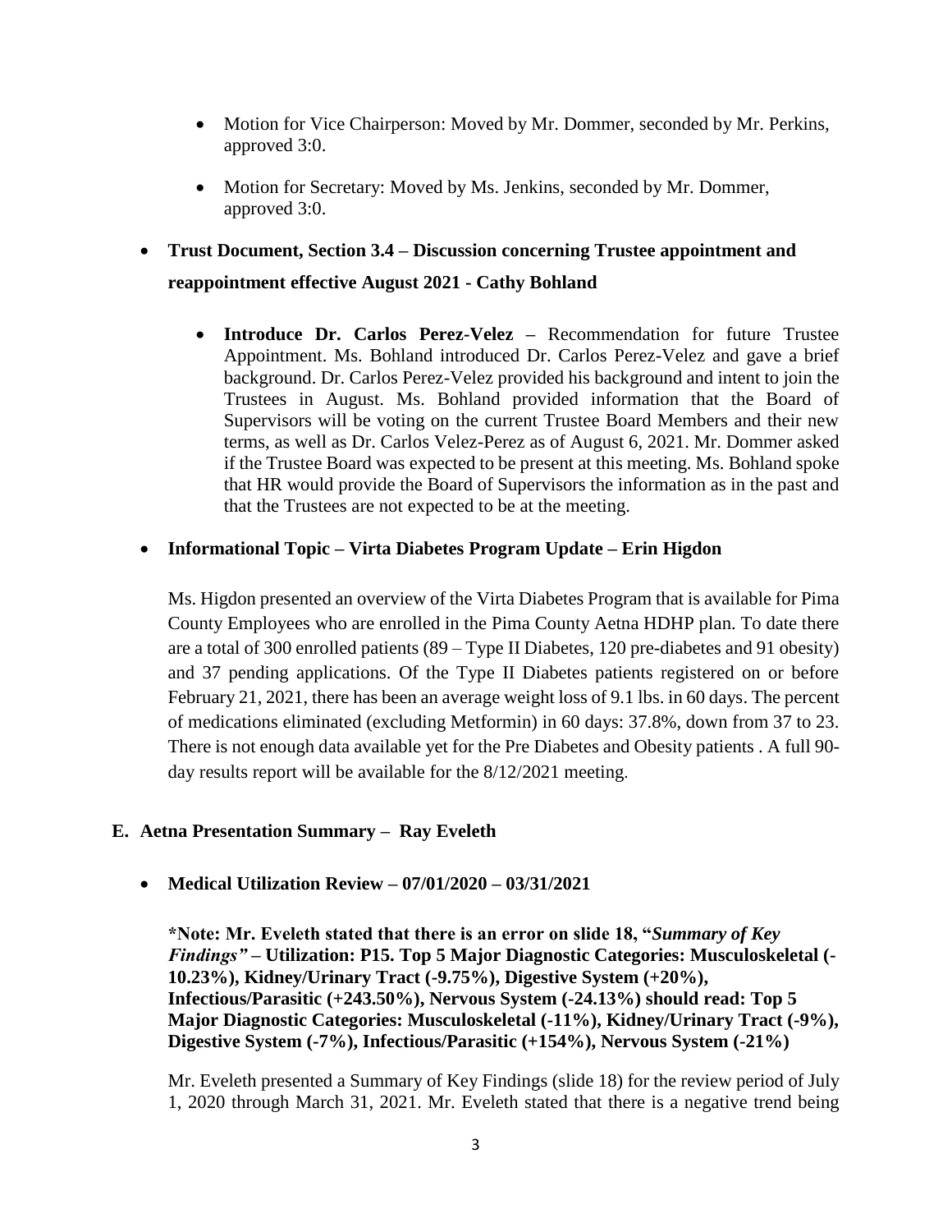- Motion for Vice Chairperson: Moved by Mr. Dommer, seconded by Mr. Perkins, approved 3:0.

- Motion for Secretary: Moved by Ms. Jenkins, seconded by Mr. Dommer, approved 3:0.

- **Trust Document, Section 3.4 – Discussion concerning Trustee appointment and reappointment effective August 2021 - Cathy Bohland**

  - **Introduce Dr. Carlos Perez-Velez –** Recommendation for future Trustee Appointment. Ms. Bohland introduced Dr. Carlos Perez-Velez and gave a brief background. Dr. Carlos Perez-Velez provided his background and intent to join the Trustees in August. Ms. Bohland provided information that the Board of Supervisors will be voting on the current Trustee Board Members and their new terms, as well as Dr. Carlos Velez-Perez as of August 6, 2021. Mr. Dommer asked if the Trustee Board was expected to be present at this meeting. Ms. Bohland spoke that HR would provide the Board of Supervisors the information as in the past and that the Trustees are not expected to be at the meeting.

- **Informational Topic – Virta Diabetes Program Update – Erin Higdon**

  Ms. Higdon presented an overview of the Virta Diabetes Program that is available for Pima County Employees who are enrolled in the Pima County Aetna HDHP plan. To date there are a total of 300 enrolled patients (89 – Type II Diabetes, 120 pre-diabetes and 91 obesity) and 37 pending applications. Of the Type II Diabetes patients registered on or before February 21, 2021, there has been an average weight loss of 9.1 lbs. in 60 days. The percent of medications eliminated (excluding Metformin) in 60 days: 37.8%, down from 37 to 23. There is not enough data available yet for the Pre Diabetes and Obesity patients . A full 90-day results report will be available for the 8/12/2021 meeting.

## E. Aetna Presentation Summary – Ray Eveleth

- **Medical Utilization Review – 07/01/2020 – 03/31/2021**

  **\*Note: Mr. Eveleth stated that there is an error on slide 18, "*Summary of Key Findings"* – Utilization: P15. Top 5 Major Diagnostic Categories: Musculoskeletal (-10.23%), Kidney/Urinary Tract (-9.75%), Digestive System (+20%), Infectious/Parasitic (+243.50%), Nervous System (-24.13%) should read: Top 5 Major Diagnostic Categories: Musculoskeletal (-11%), Kidney/Urinary Tract (-9%), Digestive System (-7%), Infectious/Parasitic (+154%), Nervous System (-21%)**

  Mr. Eveleth presented a Summary of Key Findings (slide 18) for the review period of July 1, 2020 through March 31, 2021. Mr. Eveleth stated that there is a negative trend being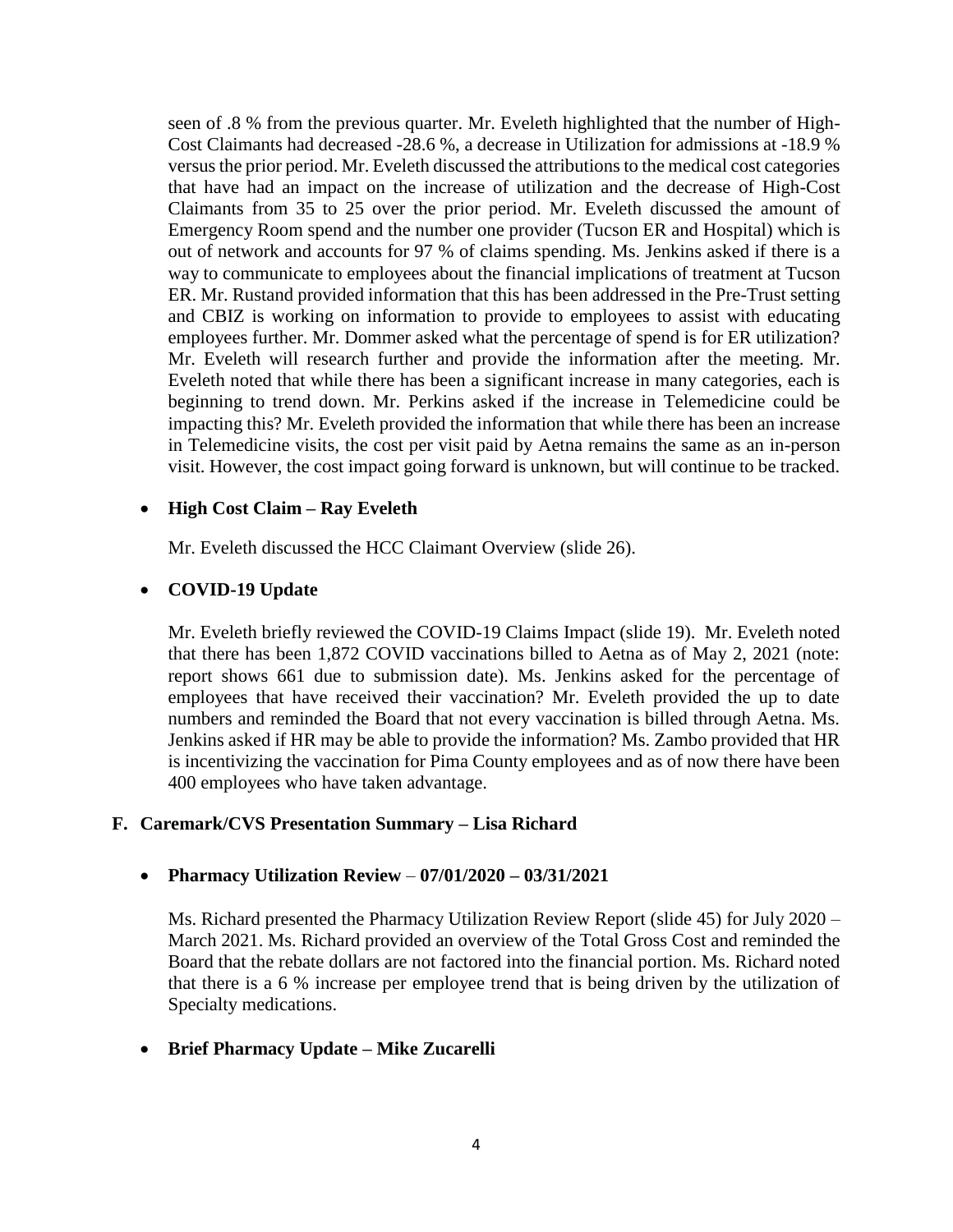seen of .8 % from the previous quarter. Mr. Eveleth highlighted that the number of High-Cost Claimants had decreased -28.6 %, a decrease in Utilization for admissions at -18.9 % versus the prior period. Mr. Eveleth discussed the attributions to the medical cost categories that have had an impact on the increase of utilization and the decrease of High-Cost Claimants from 35 to 25 over the prior period. Mr. Eveleth discussed the amount of Emergency Room spend and the number one provider (Tucson ER and Hospital) which is out of network and accounts for 97 % of claims spending. Ms. Jenkins asked if there is a way to communicate to employees about the financial implications of treatment at Tucson ER. Mr. Rustand provided information that this has been addressed in the Pre-Trust setting and CBIZ is working on information to provide to employees to assist with educating employees further. Mr. Dommer asked what the percentage of spend is for ER utilization? Mr. Eveleth will research further and provide the information after the meeting. Mr. Eveleth noted that while there has been a significant increase in many categories, each is beginning to trend down. Mr. Perkins asked if the increase in Telemedicine could be impacting this? Mr. Eveleth provided the information that while there has been an increase in Telemedicine visits, the cost per visit paid by Aetna remains the same as an in-person visit. However, the cost impact going forward is unknown, but will continue to be tracked.

- **High Cost Claim – Ray Eveleth**

  Mr. Eveleth discussed the HCC Claimant Overview (slide 26).

- **COVID-19 Update**

  Mr. Eveleth briefly reviewed the COVID-19 Claims Impact (slide 19). Mr. Eveleth noted that there has been 1,872 COVID vaccinations billed to Aetna as of May 2, 2021 (note: report shows 661 due to submission date). Ms. Jenkins asked for the percentage of employees that have received their vaccination? Mr. Eveleth provided the up to date numbers and reminded the Board that not every vaccination is billed through Aetna. Ms. Jenkins asked if HR may be able to provide the information? Ms. Zambo provided that HR is incentivizing the vaccination for Pima County employees and as of now there have been 400 employees who have taken advantage.

## F. Caremark/CVS Presentation Summary – Lisa Richard

- **Pharmacy Utilization Review – 07/01/2020 – 03/31/2021**

  Ms. Richard presented the Pharmacy Utilization Review Report (slide 45) for July 2020 – March 2021. Ms. Richard provided an overview of the Total Gross Cost and reminded the Board that the rebate dollars are not factored into the financial portion. Ms. Richard noted that there is a 6 % increase per employee trend that is being driven by the utilization of Specialty medications.

- **Brief Pharmacy Update – Mike Zucarelli**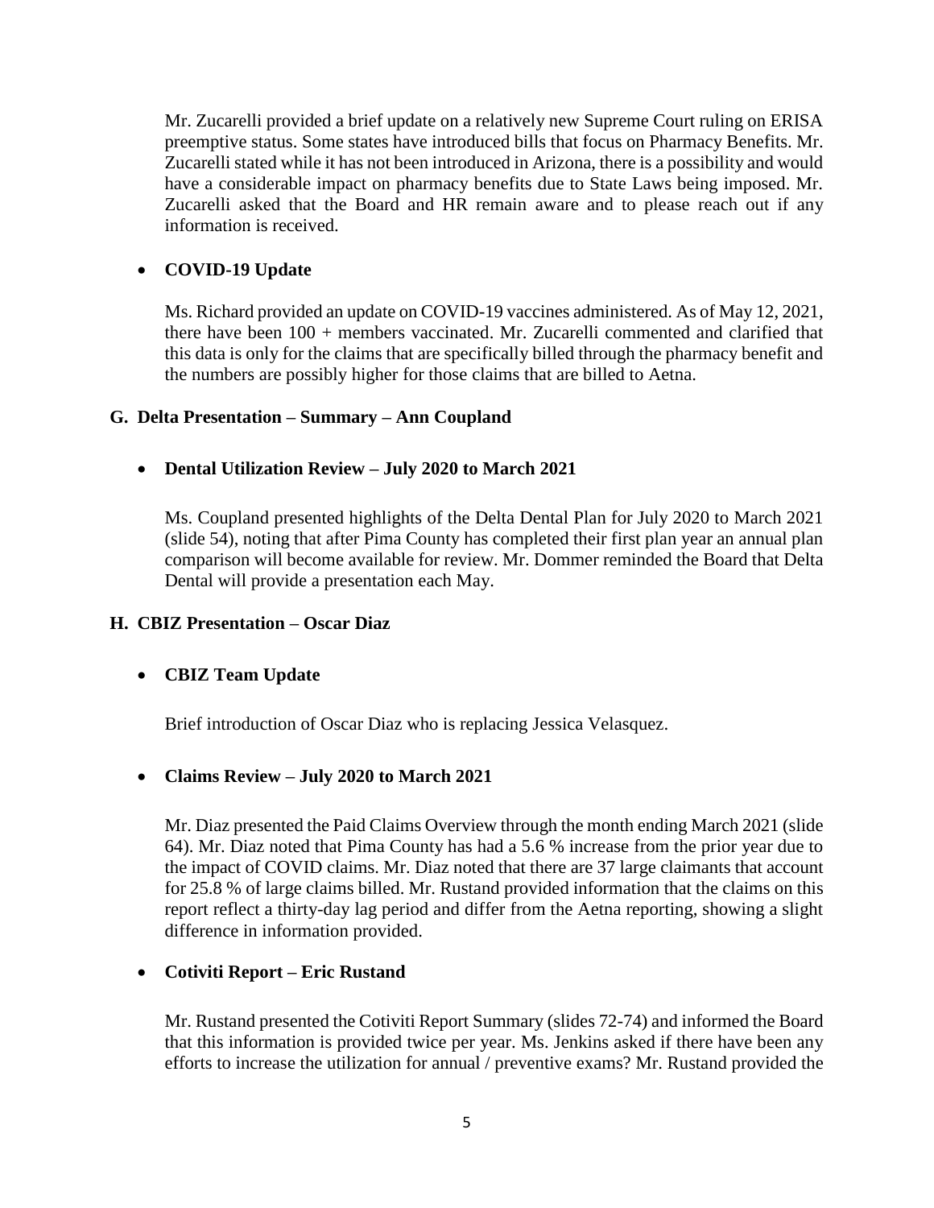Mr. Zucarelli provided a brief update on a relatively new Supreme Court ruling on ERISA preemptive status. Some states have introduced bills that focus on Pharmacy Benefits. Mr. Zucarelli stated while it has not been introduced in Arizona, there is a possibility and would have a considerable impact on pharmacy benefits due to State Laws being imposed. Mr. Zucarelli asked that the Board and HR remain aware and to please reach out if any information is received.

- **COVID-19 Update**

  Ms. Richard provided an update on COVID-19 vaccines administered. As of May 12, 2021, there have been 100 + members vaccinated. Mr. Zucarelli commented and clarified that this data is only for the claims that are specifically billed through the pharmacy benefit and the numbers are possibly higher for those claims that are billed to Aetna.

### G. Delta Presentation – Summary – Ann Coupland

- **Dental Utilization Review – July 2020 to March 2021**

  Ms. Coupland presented highlights of the Delta Dental Plan for July 2020 to March 2021 (slide 54), noting that after Pima County has completed their first plan year an annual plan comparison will become available for review. Mr. Dommer reminded the Board that Delta Dental will provide a presentation each May.

### H. CBIZ Presentation – Oscar Diaz

- **CBIZ Team Update**

  Brief introduction of Oscar Diaz who is replacing Jessica Velasquez.

- **Claims Review – July 2020 to March 2021**

  Mr. Diaz presented the Paid Claims Overview through the month ending March 2021 (slide 64). Mr. Diaz noted that Pima County has had a 5.6 % increase from the prior year due to the impact of COVID claims. Mr. Diaz noted that there are 37 large claimants that account for 25.8 % of large claims billed. Mr. Rustand provided information that the claims on this report reflect a thirty-day lag period and differ from the Aetna reporting, showing a slight difference in information provided.

- **Cotiviti Report – Eric Rustand**

  Mr. Rustand presented the Cotiviti Report Summary (slides 72-74) and informed the Board that this information is provided twice per year. Ms. Jenkins asked if there have been any efforts to increase the utilization for annual / preventive exams? Mr. Rustand provided the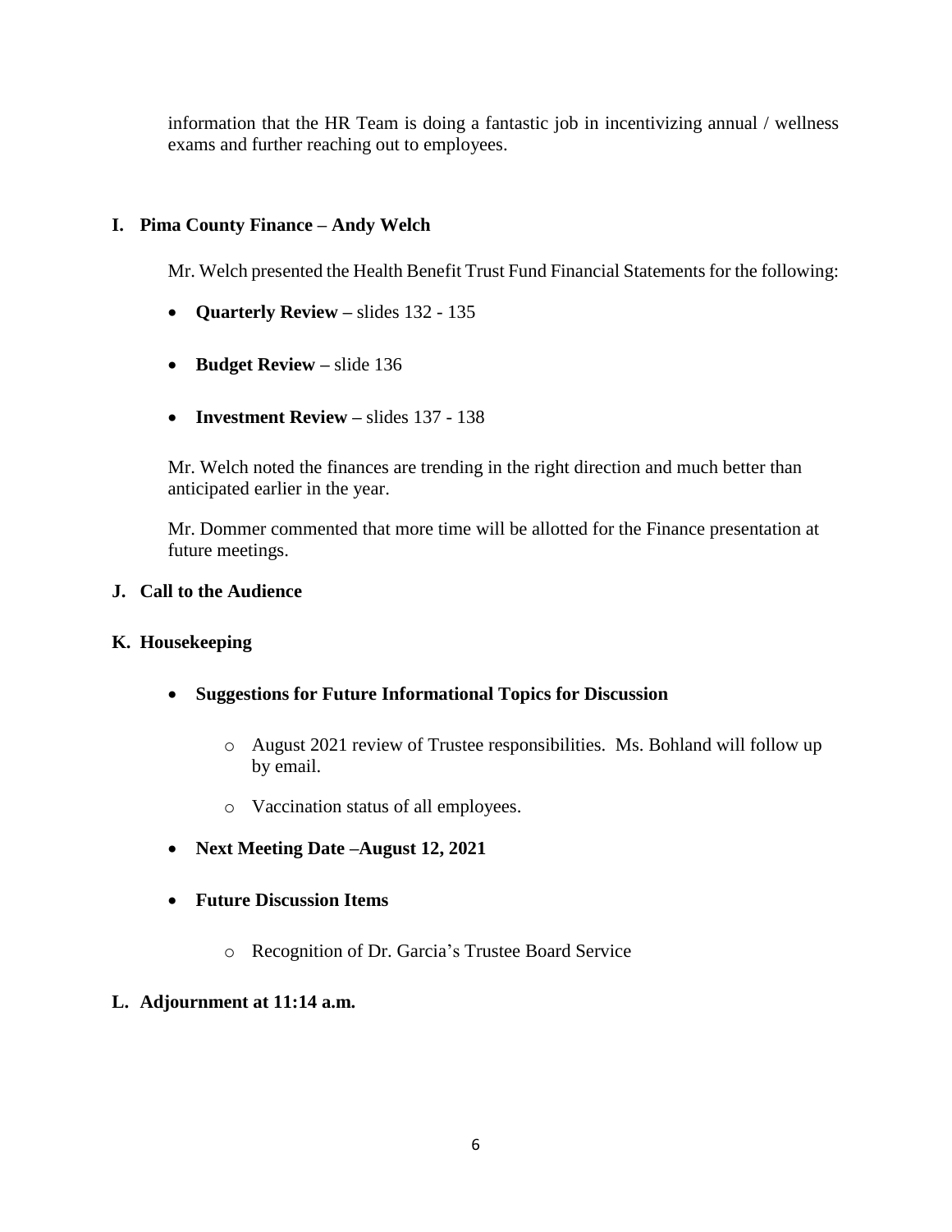information that the HR Team is doing a fantastic job in incentivizing annual / wellness exams and further reaching out to employees.

**I. Pima County Finance – Andy Welch**

Mr. Welch presented the Health Benefit Trust Fund Financial Statements for the following:

- **Quarterly Review –** slides 132 - 135
- **Budget Review –** slide 136
- **Investment Review –** slides 137 - 138

Mr. Welch noted the finances are trending in the right direction and much better than anticipated earlier in the year.

Mr. Dommer commented that more time will be allotted for the Finance presentation at future meetings.

**J. Call to the Audience**

**K. Housekeeping**

- **Suggestions for Future Informational Topics for Discussion**
  - August 2021 review of Trustee responsibilities. Ms. Bohland will follow up by email.
  - Vaccination status of all employees.
- **Next Meeting Date –August 12, 2021**
- **Future Discussion Items**
  - Recognition of Dr. Garcia's Trustee Board Service

**L. Adjournment at 11:14 a.m.**